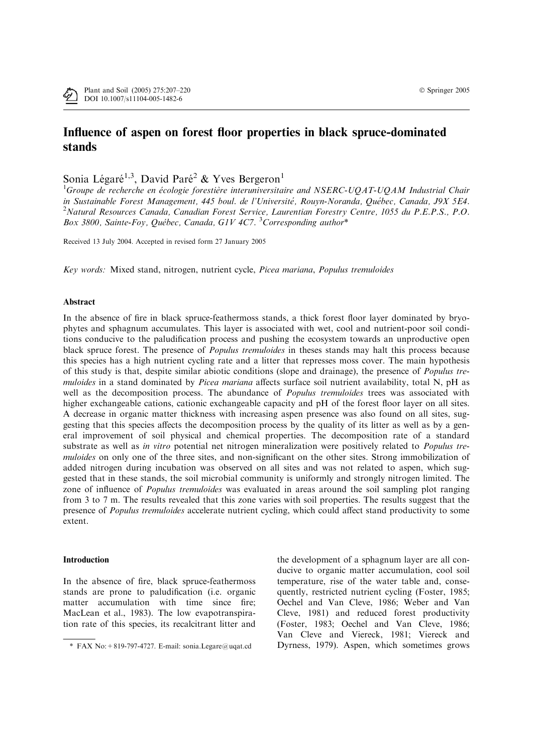# Influence of aspen on forest floor properties in black spruce-dominated stands

Sonia Légaré[1,3], David Paré[2] & Yves Bergeron[1]

[1]Groupe de recherche en écologie forestière interuniversitaire and NSERC-UQAT-UQAM Industrial Chair in Sustainable Forest Management, 445 boul. de l'Université, Rouyn-Noranda, Québec, Canada, J9X 5E4. [2]Natural Resources Canada, Canadian Forest Service, Laurentian Forestry Centre, 1055 du P.E.P.S., P.O. Box 3800, Sainte-Foy, Québec, Canada, G1V 4C7. [3]Corresponding author*

Received 13 July 2004. Accepted in revised form 27 January 2005

*Key words:* Mixed stand, nitrogen, nutrient cycle, *Picea mariana*, *Populus tremuloides*

## Abstract

In the absence of fire in black spruce-feathermoss stands, a thick forest floor layer dominated by bryophytes and sphagnum accumulates. This layer is associated with wet, cool and nutrient-poor soil conditions conducive to the paludification process and pushing the ecosystem towards an unproductive open black spruce forest. The presence of *Populus tremuloides* in theses stands may halt this process because this species has a high nutrient cycling rate and a litter that represses moss cover. The main hypothesis of this study is that, despite similar abiotic conditions (slope and drainage), the presence of *Populus tremuloides* in a stand dominated by *Picea mariana* affects surface soil nutrient availability, total N, pH as well as the decomposition process. The abundance of *Populus tremuloides* trees was associated with higher exchangeable cations, cationic exchangeable capacity and pH of the forest floor layer on all sites. A decrease in organic matter thickness with increasing aspen presence was also found on all sites, suggesting that this species affects the decomposition process by the quality of its litter as well as by a general improvement of soil physical and chemical properties. The decomposition rate of a standard substrate as well as *in vitro* potential net nitrogen mineralization were positively related to *Populus tremuloides* on only one of the three sites, and non-significant on the other sites. Strong immobilization of added nitrogen during incubation was observed on all sites and was not related to aspen, which suggested that in these stands, the soil microbial community is uniformly and strongly nitrogen limited. The zone of influence of *Populus tremuloides* was evaluated in areas around the soil sampling plot ranging from 3 to 7 m. The results revealed that this zone varies with soil properties. The results suggest that the presence of *Populus tremuloides* accelerate nutrient cycling, which could affect stand productivity to some extent.

## Introduction

In the absence of fire, black spruce-feathermoss stands are prone to paludification (i.e. organic matter accumulation with time since fire; MacLean et al., 1983). The low evapotranspiration rate of this species, its recalcitrant litter and the development of a sphagnum layer are all conducive to organic matter accumulation, cool soil temperature, rise of the water table and, consequently, restricted nutrient cycling (Foster, 1985; Oechel and Van Cleve, 1986; Weber and Van Cleve, 1981) and reduced forest productivity (Foster, 1983; Oechel and Van Cleve, 1986; Van Cleve and Viereck, 1981; Viereck and Dyrness, 1979). Aspen, which sometimes grows

* FAX No: +819-797-4727. E-mail: sonia.Legare@uqat.cd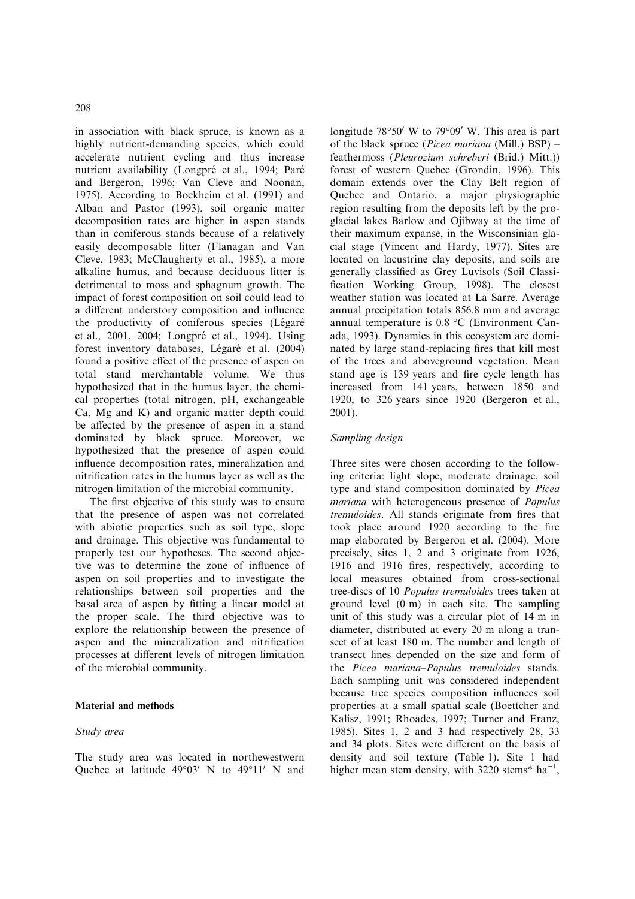in association with black spruce, is known as a highly nutrient-demanding species, which could accelerate nutrient cycling and thus increase nutrient availability (Longpré et al., 1994; Paré and Bergeron, 1996; Van Cleve and Noonan, 1975). According to Bockheim et al. (1991) and Alban and Pastor (1993), soil organic matter decomposition rates are higher in aspen stands than in coniferous stands because of a relatively easily decomposable litter (Flanagan and Van Cleve, 1983; McClaugherty et al., 1985), a more alkaline humus, and because deciduous litter is detrimental to moss and sphagnum growth. The impact of forest composition on soil could lead to a different understory composition and influence the productivity of coniferous species (Légaré et al., 2001, 2004; Longpré et al., 1994). Using forest inventory databases, Légaré et al. (2004) found a positive effect of the presence of aspen on total stand merchantable volume. We thus hypothesized that in the humus layer, the chemical properties (total nitrogen, pH, exchangeable Ca, Mg and K) and organic matter depth could be affected by the presence of aspen in a stand dominated by black spruce. Moreover, we hypothesized that the presence of aspen could influence decomposition rates, mineralization and nitrification rates in the humus layer as well as the nitrogen limitation of the microbial community.

The first objective of this study was to ensure that the presence of aspen was not correlated with abiotic properties such as soil type, slope and drainage. This objective was fundamental to properly test our hypotheses. The second objective was to determine the zone of influence of aspen on soil properties and to investigate the relationships between soil properties and the basal area of aspen by fitting a linear model at the proper scale. The third objective was to explore the relationship between the presence of aspen and the mineralization and nitrification processes at different levels of nitrogen limitation of the microbial community.

## Material and methods

### Study area

The study area was located in northewestwern Quebec at latitude 49°03′ N to 49°11′ N and longitude 78°50′ W to 79°09′ W. This area is part of the black spruce (*Picea mariana* (Mill.) BSP) – feathermoss (*Pleurozium schreberi* (Brid.) Mitt.)) forest of western Quebec (Grondin, 1996). This domain extends over the Clay Belt region of Quebec and Ontario, a major physiographic region resulting from the deposits left by the proglacial lakes Barlow and Ojibway at the time of their maximum expanse, in the Wisconsinian glacial stage (Vincent and Hardy, 1977). Sites are located on lacustrine clay deposits, and soils are generally classified as Grey Luvisols (Soil Classification Working Group, 1998). The closest weather station was located at La Sarre. Average annual precipitation totals 856.8 mm and average annual temperature is 0.8 °C (Environment Canada, 1993). Dynamics in this ecosystem are dominated by large stand-replacing fires that kill most of the trees and aboveground vegetation. Mean stand age is 139 years and fire cycle length has increased from 141 years, between 1850 and 1920, to 326 years since 1920 (Bergeron et al., 2001).

### Sampling design

Three sites were chosen according to the following criteria: light slope, moderate drainage, soil type and stand composition dominated by *Picea mariana* with heterogeneous presence of *Populus tremuloides*. All stands originate from fires that took place around 1920 according to the fire map elaborated by Bergeron et al. (2004). More precisely, sites 1, 2 and 3 originate from 1926, 1916 and 1916 fires, respectively, according to local measures obtained from cross-sectional tree-discs of 10 *Populus tremuloides* trees taken at ground level (0 m) in each site. The sampling unit of this study was a circular plot of 14 m in diameter, distributed at every 20 m along a transect of at least 180 m. The number and length of transect lines depended on the size and form of the *Picea mariana*–*Populus tremuloides* stands. Each sampling unit was considered independent because tree species composition influences soil properties at a small spatial scale (Boettcher and Kalisz, 1991; Rhoades, 1997; Turner and Franz, 1985). Sites 1, 2 and 3 had respectively 28, 33 and 34 plots. Sites were different on the basis of density and soil texture (Table 1). Site 1 had higher mean stem density, with 3220 stems* $ha^{-1}$,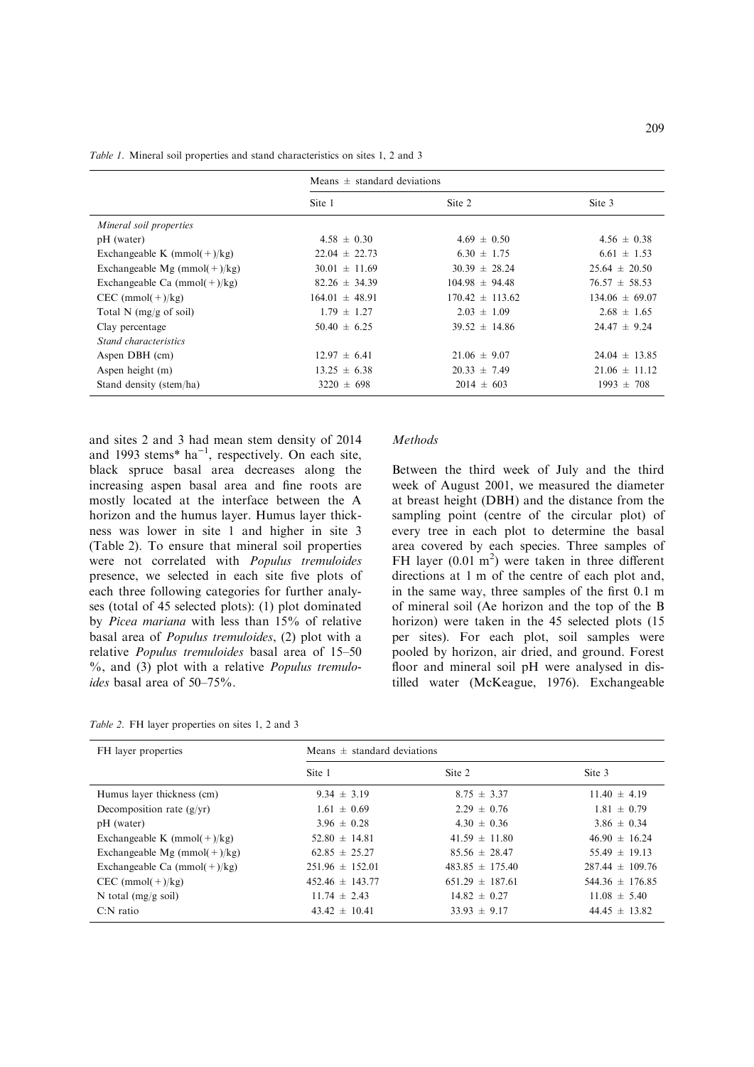Table 1. Mineral soil properties and stand characteristics on sites 1, 2 and 3

| | Means ± standard deviations | | |
|---|---|---|---|
| | Site 1 | Site 2 | Site 3 |
| *Mineral soil properties* | | | |
| pH (water) | 4.58 ± 0.30 | 4.69 ± 0.50 | 4.56 ± 0.38 |
| Exchangeable K (mmol(+)/kg) | 22.04 ± 22.73 | 6.30 ± 1.75 | 6.61 ± 1.53 |
| Exchangeable Mg (mmol(+)/kg) | 30.01 ± 11.69 | 30.39 ± 28.24 | 25.64 ± 20.50 |
| Exchangeable Ca (mmol(+)/kg) | 82.26 ± 34.39 | 104.98 ± 94.48 | 76.57 ± 58.53 |
| CEC (mmol(+)/kg) | 164.01 ± 48.91 | 170.42 ± 113.62 | 134.06 ± 69.07 |
| Total N (mg/g of soil) | 1.79 ± 1.27 | 2.03 ± 1.09 | 2.68 ± 1.65 |
| Clay percentage | 50.40 ± 6.25 | 39.52 ± 14.86 | 24.47 ± 9.24 |
| *Stand characteristics* | | | |
| Aspen DBH (cm) | 12.97 ± 6.41 | 21.06 ± 9.07 | 24.04 ± 13.85 |
| Aspen height (m) | 13.25 ± 6.38 | 20.33 ± 7.49 | 21.06 ± 11.12 |
| Stand density (stem/ha) | 3220 ± 698 | 2014 ± 603 | 1993 ± 708 |

and sites 2 and 3 had mean stem density of 2014 and 1993 stems* $ha^{-1}$, respectively. On each site, black spruce basal area decreases along the increasing aspen basal area and fine roots are mostly located at the interface between the A horizon and the humus layer. Humus layer thickness was lower in site 1 and higher in site 3 (Table 2). To ensure that mineral soil properties were not correlated with *Populus tremuloides* presence, we selected in each site five plots of each three following categories for further analyses (total of 45 selected plots): (1) plot dominated by *Picea mariana* with less than 15% of relative basal area of *Populus tremuloides*, (2) plot with a relative *Populus tremuloides* basal area of 15–50 %, and (3) plot with a relative *Populus tremuloides* basal area of 50–75%.

### *Methods*

Between the third week of July and the third week of August 2001, we measured the diameter at breast height (DBH) and the distance from the sampling point (centre of the circular plot) of every tree in each plot to determine the basal area covered by each species. Three samples of FH layer (0.01 $m^2$) were taken in three different directions at 1 m of the centre of each plot and, in the same way, three samples of the first 0.1 m of mineral soil (Ae horizon and the top of the B horizon) were taken in the 45 selected plots (15 per sites). For each plot, soil samples were pooled by horizon, air dried, and ground. Forest floor and mineral soil pH were analysed in distilled water (McKeague, 1976). Exchangeable

Table 2. FH layer properties on sites 1, 2 and 3

| FH layer properties | Means ± standard deviations | | |
|---|---|---|---|
| | Site 1 | Site 2 | Site 3 |
| Humus layer thickness (cm) | 9.34 ± 3.19 | 8.75 ± 3.37 | 11.40 ± 4.19 |
| Decomposition rate (g/yr) | 1.61 ± 0.69 | 2.29 ± 0.76 | 1.81 ± 0.79 |
| pH (water) | 3.96 ± 0.28 | 4.30 ± 0.36 | 3.86 ± 0.34 |
| Exchangeable K (mmol(+)/kg) | 52.80 ± 14.81 | 41.59 ± 11.80 | 46.90 ± 16.24 |
| Exchangeable Mg (mmol(+)/kg) | 62.85 ± 25.27 | 85.56 ± 28.47 | 55.49 ± 19.13 |
| Exchangeable Ca (mmol(+)/kg) | 251.96 ± 152.01 | 483.85 ± 175.40 | 287.44 ± 109.76 |
| CEC (mmol(+)/kg) | 452.46 ± 143.77 | 651.29 ± 187.61 | 544.36 ± 176.85 |
| N total (mg/g soil) | 11.74 ± 2.43 | 14.82 ± 0.27 | 11.08 ± 5.40 |
| C:N ratio | 43.42 ± 10.41 | 33.93 ± 9.17 | 44.45 ± 13.82 |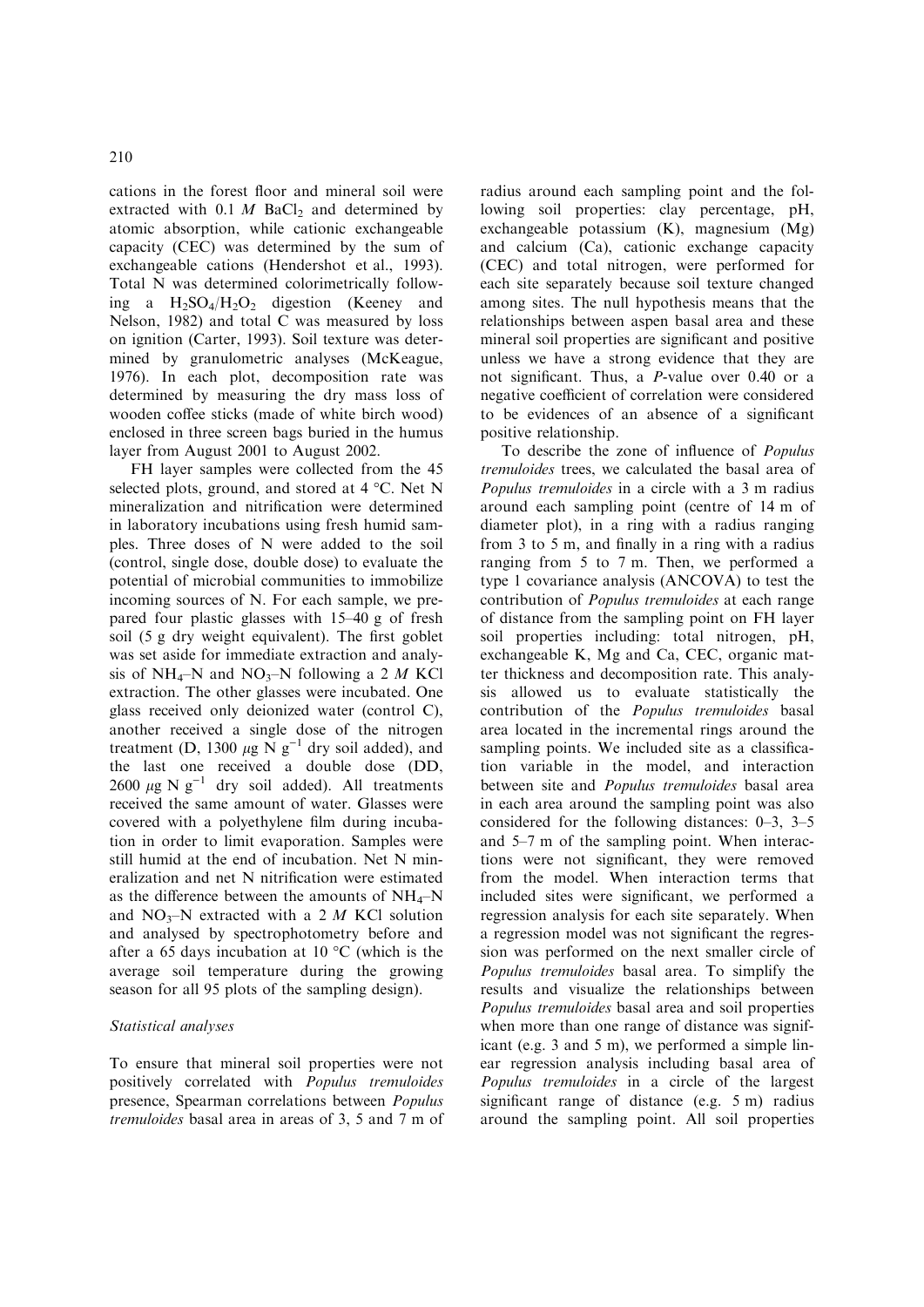cations in the forest floor and mineral soil were extracted with 0.1 *M* $BaCl_2$ and determined by atomic absorption, while cationic exchangeable capacity (CEC) was determined by the sum of exchangeable cations (Hendershot et al., 1993). Total N was determined colorimetrically following a $H_2SO_4/H_2O_2$ digestion (Keeney and Nelson, 1982) and total C was measured by loss on ignition (Carter, 1993). Soil texture was determined by granulometric analyses (McKeague, 1976). In each plot, decomposition rate was determined by measuring the dry mass loss of wooden coffee sticks (made of white birch wood) enclosed in three screen bags buried in the humus layer from August 2001 to August 2002.

FH layer samples were collected from the 45 selected plots, ground, and stored at 4 °C. Net N mineralization and nitrification were determined in laboratory incubations using fresh humid samples. Three doses of N were added to the soil (control, single dose, double dose) to evaluate the potential of microbial communities to immobilize incoming sources of N. For each sample, we prepared four plastic glasses with 15–40 g of fresh soil (5 g dry weight equivalent). The first goblet was set aside for immediate extraction and analysis of $NH_4$–N and $NO_3$–N following a 2 *M* KCl extraction. The other glasses were incubated. One glass received only deionized water (control C), another received a single dose of the nitrogen treatment (D, 1300 $\mu$g N $g^{-1}$ dry soil added), and the last one received a double dose (DD, 2600 $\mu$g N $g^{-1}$ dry soil added). All treatments received the same amount of water. Glasses were covered with a polyethylene film during incubation in order to limit evaporation. Samples were still humid at the end of incubation. Net N mineralization and net N nitrification were estimated as the difference between the amounts of $NH_4$–N and $NO_3$–N extracted with a 2 *M* KCl solution and analysed by spectrophotometry before and after a 65 days incubation at 10 °C (which is the average soil temperature during the growing season for all 95 plots of the sampling design).

### Statistical analyses

To ensure that mineral soil properties were not positively correlated with *Populus tremuloides* presence, Spearman correlations between *Populus tremuloides* basal area in areas of 3, 5 and 7 m of radius around each sampling point and the following soil properties: clay percentage, pH, exchangeable potassium (K), magnesium (Mg) and calcium (Ca), cationic exchange capacity (CEC) and total nitrogen, were performed for each site separately because soil texture changed among sites. The null hypothesis means that the relationships between aspen basal area and these mineral soil properties are significant and positive unless we have a strong evidence that they are not significant. Thus, a *P*-value over 0.40 or a negative coefficient of correlation were considered to be evidences of an absence of a significant positive relationship.

To describe the zone of influence of *Populus tremuloides* trees, we calculated the basal area of *Populus tremuloides* in a circle with a 3 m radius around each sampling point (centre of 14 m of diameter plot), in a ring with a radius ranging from 3 to 5 m, and finally in a ring with a radius ranging from 5 to 7 m. Then, we performed a type 1 covariance analysis (ANCOVA) to test the contribution of *Populus tremuloides* at each range of distance from the sampling point on FH layer soil properties including: total nitrogen, pH, exchangeable K, Mg and Ca, CEC, organic matter thickness and decomposition rate. This analysis allowed us to evaluate statistically the contribution of the *Populus tremuloides* basal area located in the incremental rings around the sampling points. We included site as a classification variable in the model, and interaction between site and *Populus tremuloides* basal area in each area around the sampling point was also considered for the following distances: 0–3, 3–5 and 5–7 m of the sampling point. When interactions were not significant, they were removed from the model. When interaction terms that included sites were significant, we performed a regression analysis for each site separately. When a regression model was not significant the regression was performed on the next smaller circle of *Populus tremuloides* basal area. To simplify the results and visualize the relationships between *Populus tremuloides* basal area and soil properties when more than one range of distance was significant (e.g. 3 and 5 m), we performed a simple linear regression analysis including basal area of *Populus tremuloides* in a circle of the largest significant range of distance (e.g. 5 m) radius around the sampling point. All soil properties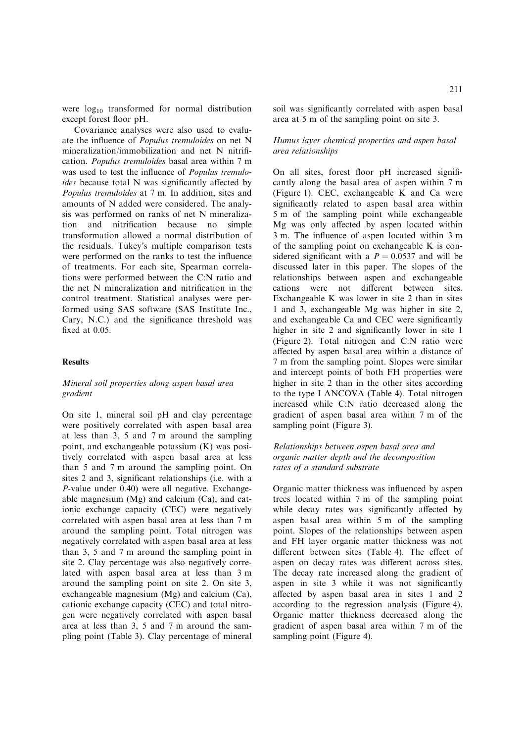were $\log_{10}$ transformed for normal distribution except forest floor pH.

Covariance analyses were also used to evaluate the influence of *Populus tremuloides* on net N mineralization/immobilization and net N nitrification. *Populus tremuloides* basal area within 7 m was used to test the influence of *Populus tremuloides* because total N was significantly affected by *Populus tremuloides* at 7 m. In addition, sites and amounts of N added were considered. The analysis was performed on ranks of net N mineralization and nitrification because no simple transformation allowed a normal distribution of the residuals. Tukey's multiple comparison tests were performed on the ranks to test the influence of treatments. For each site, Spearman correlations were performed between the C:N ratio and the net N mineralization and nitrification in the control treatment. Statistical analyses were performed using SAS software (SAS Institute Inc., Cary, N.C.) and the significance threshold was fixed at 0.05.

## Results

### Mineral soil properties along aspen basal area gradient

On site 1, mineral soil pH and clay percentage were positively correlated with aspen basal area at less than 3, 5 and 7 m around the sampling point, and exchangeable potassium (K) was positively correlated with aspen basal area at less than 5 and 7 m around the sampling point. On sites 2 and 3, significant relationships (i.e. with a *P*-value under 0.40) were all negative. Exchangeable magnesium (Mg) and calcium (Ca), and cationic exchange capacity (CEC) were negatively correlated with aspen basal area at less than 7 m around the sampling point. Total nitrogen was negatively correlated with aspen basal area at less than 3, 5 and 7 m around the sampling point in site 2. Clay percentage was also negatively correlated with aspen basal area at less than 3 m around the sampling point on site 2. On site 3, exchangeable magnesium (Mg) and calcium (Ca), cationic exchange capacity (CEC) and total nitrogen were negatively correlated with aspen basal area at less than 3, 5 and 7 m around the sampling point (Table 3). Clay percentage of mineral soil was significantly correlated with aspen basal area at 5 m of the sampling point on site 3.

### Humus layer chemical properties and aspen basal area relationships

On all sites, forest floor pH increased significantly along the basal area of aspen within 7 m (Figure 1). CEC, exchangeable K and Ca were significantly related to aspen basal area within 5 m of the sampling point while exchangeable Mg was only affected by aspen located within 3 m. The influence of aspen located within 3 m of the sampling point on exchangeable K is considered significant with a $P = 0.0537$ and will be discussed later in this paper. The slopes of the relationships between aspen and exchangeable cations were not different between sites. Exchangeable K was lower in site 2 than in sites 1 and 3, exchangeable Mg was higher in site 2, and exchangeable Ca and CEC were significantly higher in site 2 and significantly lower in site 1 (Figure 2). Total nitrogen and C:N ratio were affected by aspen basal area within a distance of 7 m from the sampling point. Slopes were similar and intercept points of both FH properties were higher in site 2 than in the other sites according to the type I ANCOVA (Table 4). Total nitrogen increased while C:N ratio decreased along the gradient of aspen basal area within 7 m of the sampling point (Figure 3).

### Relationships between aspen basal area and organic matter depth and the decomposition rates of a standard substrate

Organic matter thickness was influenced by aspen trees located within 7 m of the sampling point while decay rates was significantly affected by aspen basal area within 5 m of the sampling point. Slopes of the relationships between aspen and FH layer organic matter thickness was not different between sites (Table 4). The effect of aspen on decay rates was different across sites. The decay rate increased along the gradient of aspen in site 3 while it was not significantly affected by aspen basal area in sites 1 and 2 according to the regression analysis (Figure 4). Organic matter thickness decreased along the gradient of aspen basal area within 7 m of the sampling point (Figure 4).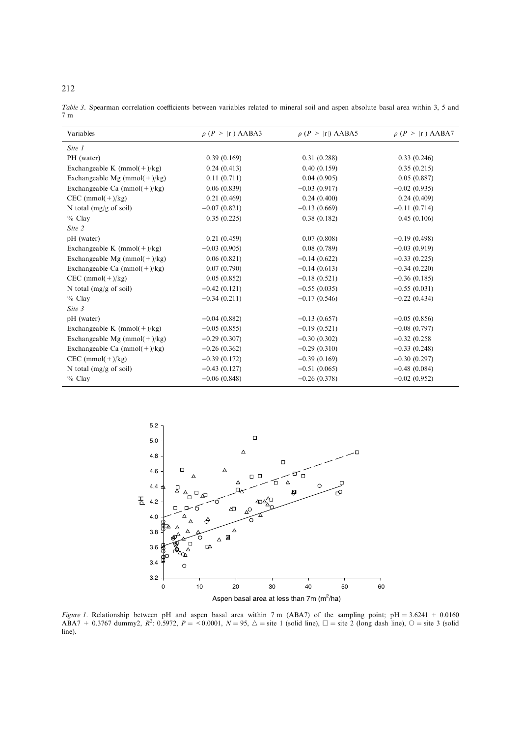*Table 3*. Spearman correlation coefficients between variables related to mineral soil and aspen absolute basal area within 3, 5 and 7 m

| Variables | ρ (P > \|r\|) AABA3 | ρ (P > \|r\|) AABA5 | ρ (P > \|r\|) AABA7 |
|---|---|---|---|
| *Site 1* | | | |
| PH (water) | 0.39 (0.169) | 0.31 (0.288) | 0.33 (0.246) |
| Exchangeable K (mmol(+)/kg) | 0.24 (0.413) | 0.40 (0.159) | 0.35 (0.215) |
| Exchangeable Mg (mmol(+)/kg) | 0.11 (0.711) | 0.04 (0.905) | 0.05 (0.887) |
| Exchangeable Ca (mmol(+)/kg) | 0.06 (0.839) | −0.03 (0.917) | −0.02 (0.935) |
| CEC (mmol(+)/kg) | 0.21 (0.469) | 0.24 (0.400) | 0.24 (0.409) |
| N total (mg/g of soil) | −0.07 (0.821) | −0.13 (0.669) | −0.11 (0.714) |
| % Clay | 0.35 (0.225) | 0.38 (0.182) | 0.45 (0.106) |
| *Site 2* | | | |
| pH (water) | 0.21 (0.459) | 0.07 (0.808) | −0.19 (0.498) |
| Exchangeable K (mmol(+)/kg) | −0.03 (0.905) | 0.08 (0.789) | −0.03 (0.919) |
| Exchangeable Mg (mmol(+)/kg) | 0.06 (0.821) | −0.14 (0.622) | −0.33 (0.225) |
| Exchangeable Ca (mmol(+)/kg) | 0.07 (0.790) | −0.14 (0.613) | −0.34 (0.220) |
| CEC (mmol(+)/kg) | 0.05 (0.852) | −0.18 (0.521) | −0.36 (0.185) |
| N total (mg/g of soil) | −0.42 (0.121) | −0.55 (0.035) | −0.55 (0.031) |
| % Clay | −0.34 (0.211) | −0.17 (0.546) | −0.22 (0.434) |
| *Site 3* | | | |
| pH (water) | −0.04 (0.882) | −0.13 (0.657) | −0.05 (0.856) |
| Exchangeable K (mmol(+)/kg) | −0.05 (0.855) | −0.19 (0.521) | −0.08 (0.797) |
| Exchangeable Mg (mmol(+)/kg) | −0.29 (0.307) | −0.30 (0.302) | −0.32 (0.258 |
| Exchangeable Ca (mmol(+)/kg) | −0.26 (0.362) | −0.29 (0.310) | −0.33 (0.248) |
| CEC (mmol(+)/kg) | −0.39 (0.172) | −0.39 (0.169) | −0.30 (0.297) |
| N total (mg/g of soil) | −0.43 (0.127) | −0.51 (0.065) | −0.48 (0.084) |
| % Clay | −0.06 (0.848) | −0.26 (0.378) | −0.02 (0.952) |

*Figure 1*. Relationship between pH and aspen basal area within 7 m (ABA7) of the sampling point; pH = 3.6241 + 0.0160 ABA7 + 0.3767 dummy2, $R^2$: 0.5972, $P = <0.0001$, $N = 95$, △ = site 1 (solid line), □ = site 2 (long dash line), ○ = site 3 (solid line).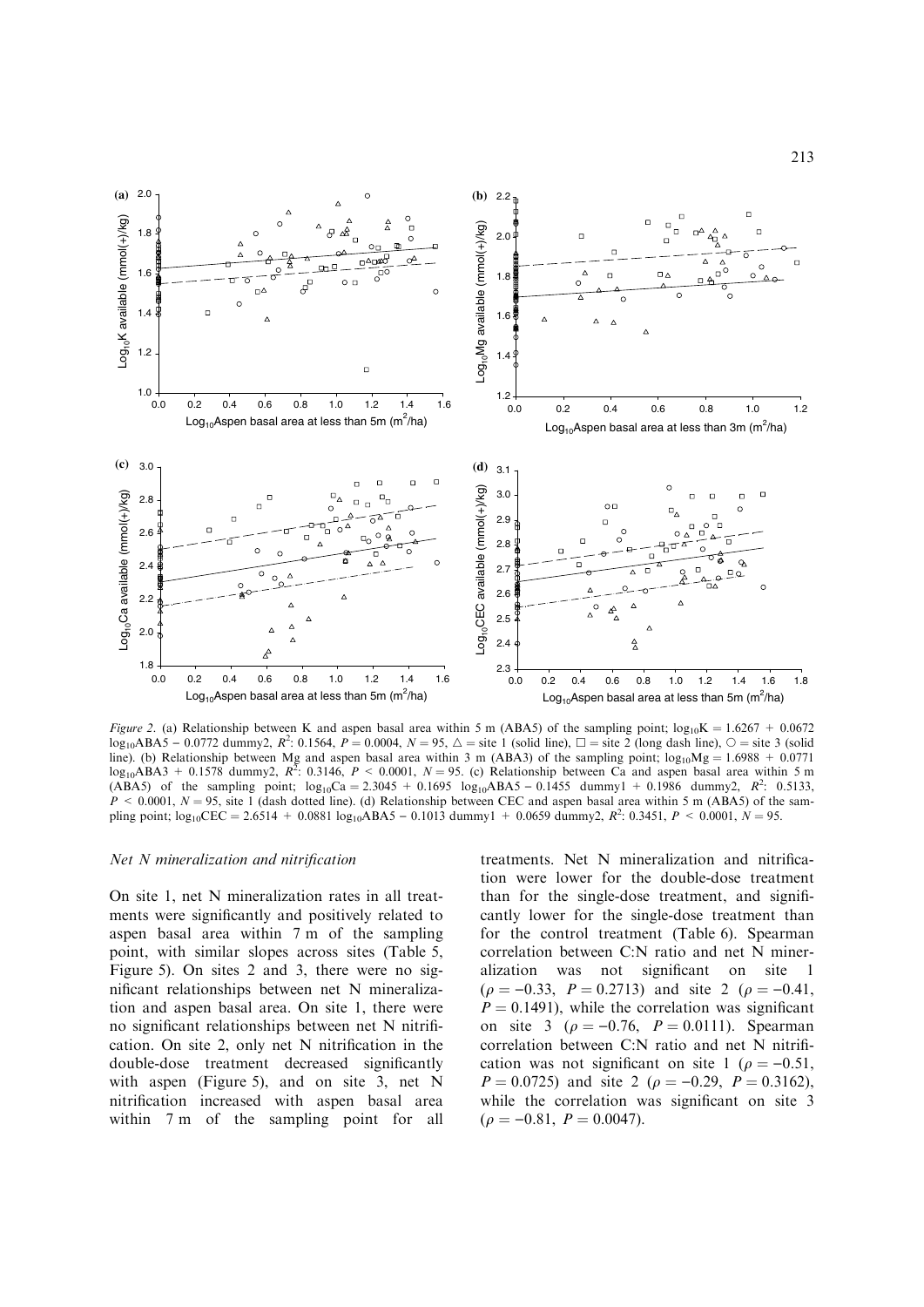*Figure 2*. (a) Relationship between K and aspen basal area within 5 m (ABA5) of the sampling point; $\log_{10}K = 1.6267 + 0.0672 \log_{10}ABA5 - 0.0772$ dummy2, $R^2$: 0.1564, $P = 0.0004$, $N = 95$, △ = site 1 (solid line), □ = site 2 (long dash line), ○ = site 3 (solid line). (b) Relationship between Mg and aspen basal area within 3 m (ABA3) of the sampling point; $\log_{10}Mg = 1.6988 + 0.0771 \log_{10}ABA3 + 0.1578$ dummy2, $R^2$: 0.3146, $P < 0.0001$, $N = 95$. (c) Relationship between Ca and aspen basal area within 5 m (ABA5) of the sampling point; $\log_{10}Ca = 2.3045 + 0.1695 \log_{10}ABA5 - 0.1455$ dummy1 $+ 0.1986$ dummy2, $R^2$: 0.5133, $P < 0.0001$, $N = 95$, site 1 (dash dotted line). (d) Relationship between CEC and aspen basal area within 5 m (ABA5) of the sampling point; $\log_{10}CEC = 2.6514 + 0.0881 \log_{10}ABA5 - 0.1013$ dummy1 $+ 0.0659$ dummy2, $R^2$: 0.3451, $P < 0.0001$, $N = 95$.

### *Net N mineralization and nitrification*

On site 1, net N mineralization rates in all treatments were significantly and positively related to aspen basal area within 7 m of the sampling point, with similar slopes across sites (Table 5, Figure 5). On sites 2 and 3, there were no significant relationships between net N mineralization and aspen basal area. On site 1, there were no significant relationships between net N nitrification. On site 2, only net N nitrification in the double-dose treatment decreased significantly with aspen (Figure 5), and on site 3, net N nitrification increased with aspen basal area within 7 m of the sampling point for all treatments. Net N mineralization and nitrification were lower for the double-dose treatment than for the single-dose treatment, and significantly lower for the single-dose treatment than for the control treatment (Table 6). Spearman correlation between C:N ratio and net N mineralization was not significant on site 1 ($\rho = -0.33$, $P = 0.2713$) and site 2 ($\rho = -0.41$, $P = 0.1491$), while the correlation was significant on site 3 ($\rho = -0.76$, $P = 0.0111$). Spearman correlation between C:N ratio and net N nitrification was not significant on site 1 ($\rho = -0.51$, $P = 0.0725$) and site 2 ($\rho = -0.29$, $P = 0.3162$), while the correlation was significant on site 3 ($\rho = -0.81$, $P = 0.0047$).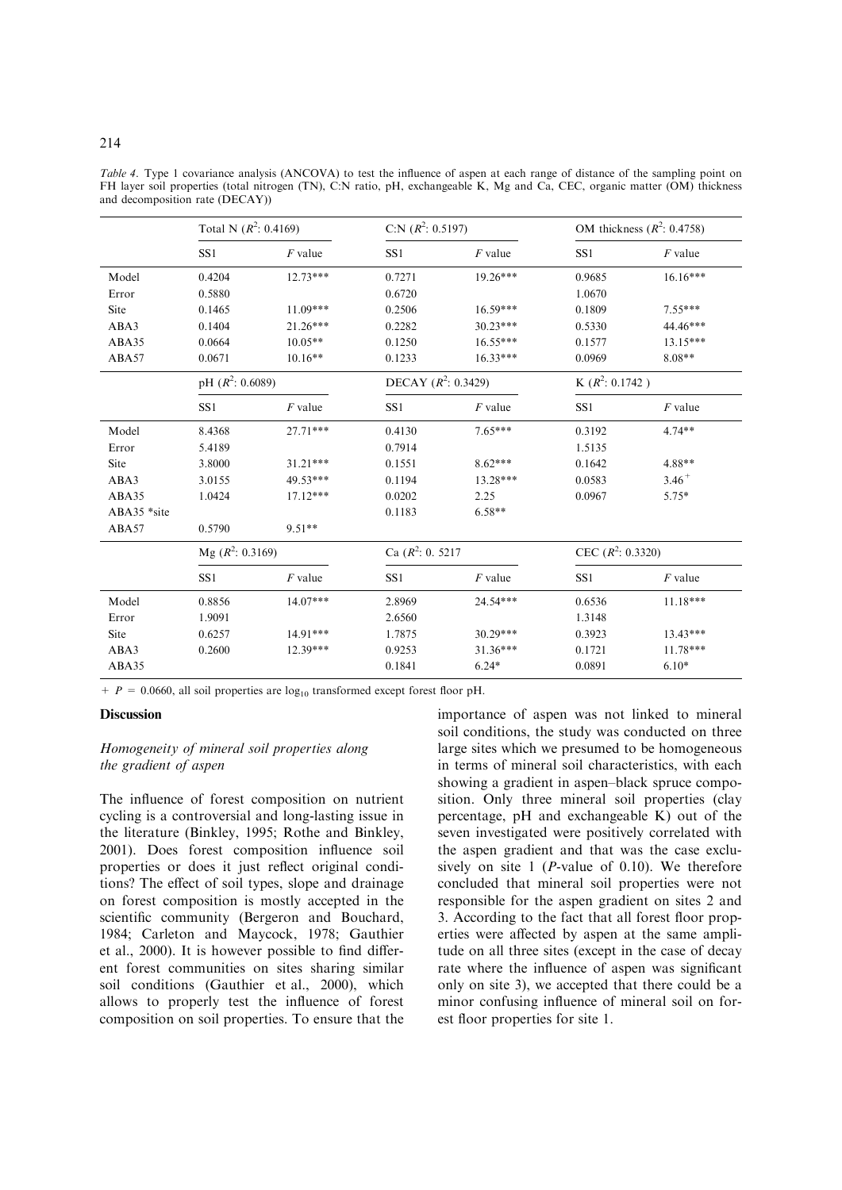*Table 4*. Type 1 covariance analysis (ANCOVA) to test the influence of aspen at each range of distance of the sampling point on FH layer soil properties (total nitrogen (TN), C:N ratio, pH, exchangeable K, Mg and Ca, CEC, organic matter (OM) thickness and decomposition rate (DECAY))

| | Total N ($R^2$: 0.4169) | | C:N ($R^2$: 0.5197) | | OM thickness ($R^2$: 0.4758) | |
|---|---|---|---|---|---|---|
| | SS1 | *F* value | SS1 | *F* value | SS1 | *F* value |
| Model | 0.4204 | 12.73*** | 0.7271 | 19.26*** | 0.9685 | 16.16*** |
| Error | 0.5880 | | 0.6720 | | 1.0670 | |
| Site | 0.1465 | 11.09*** | 0.2506 | 16.59*** | 0.1809 | 7.55*** |
| ABA3 | 0.1404 | 21.26*** | 0.2282 | 30.23*** | 0.5330 | 44.46*** |
| ABA35 | 0.0664 | 10.05** | 0.1250 | 16.55*** | 0.1577 | 13.15*** |
| ABA57 | 0.0671 | 10.16** | 0.1233 | 16.33*** | 0.0969 | 8.08** |
| | pH ($R^2$: 0.6089) | | DECAY ($R^2$: 0.3429) | | K ($R^2$: 0.1742 ) | |
| | SS1 | *F* value | SS1 | *F* value | SS1 | *F* value |
| Model | 8.4368 | 27.71*** | 0.4130 | 7.65*** | 0.3192 | 4.74** |
| Error | 5.4189 | | 0.7914 | | 1.5135 | |
| Site | 3.8000 | 31.21*** | 0.1551 | 8.62*** | 0.1642 | 4.88** |
| ABA3 | 3.0155 | 49.53*** | 0.1194 | 13.28*** | 0.0583 | $3.46^{+}$ |
| ABA35 | 1.0424 | 17.12*** | 0.0202 | 2.25 | 0.0967 | 5.75* |
| ABA35 *site | | | 0.1183 | 6.58** | | |
| ABA57 | 0.5790 | 9.51** | | | | |
| | Mg ($R^2$: 0.3169) | | Ca ($R^2$: 0. 5217 | | CEC ($R^2$: 0.3320) | |
| | SS1 | *F* value | SS1 | *F* value | SS1 | *F* value |
| Model | 0.8856 | 14.07*** | 2.8969 | 24.54*** | 0.6536 | 11.18*** |
| Error | 1.9091 | | 2.6560 | | 1.3148 | |
| Site | 0.6257 | 14.91*** | 1.7875 | 30.29*** | 0.3923 | 13.43*** |
| ABA3 | 0.2600 | 12.39*** | 0.9253 | 31.36*** | 0.1721 | 11.78*** |
| ABA35 | | | 0.1841 | 6.24* | 0.0891 | 6.10* |

+ $P$ = 0.0660, all soil properties are $\log_{10}$ transformed except forest floor pH.

## Discussion

### *Homogeneity of mineral soil properties along the gradient of aspen*

The influence of forest composition on nutrient cycling is a controversial and long-lasting issue in the literature (Binkley, 1995; Rothe and Binkley, 2001). Does forest composition influence soil properties or does it just reflect original conditions? The effect of soil types, slope and drainage on forest composition is mostly accepted in the scientific community (Bergeron and Bouchard, 1984; Carleton and Maycock, 1978; Gauthier et al., 2000). It is however possible to find different forest communities on sites sharing similar soil conditions (Gauthier et al., 2000), which allows to properly test the influence of forest composition on soil properties. To ensure that the importance of aspen was not linked to mineral soil conditions, the study was conducted on three large sites which we presumed to be homogeneous in terms of mineral soil characteristics, with each showing a gradient in aspen–black spruce composition. Only three mineral soil properties (clay percentage, pH and exchangeable K) out of the seven investigated were positively correlated with the aspen gradient and that was the case exclusively on site 1 (*P*-value of 0.10). We therefore concluded that mineral soil properties were not responsible for the aspen gradient on sites 2 and 3. According to the fact that all forest floor properties were affected by aspen at the same amplitude on all three sites (except in the case of decay rate where the influence of aspen was significant only on site 3), we accepted that there could be a minor confusing influence of mineral soil on forest floor properties for site 1.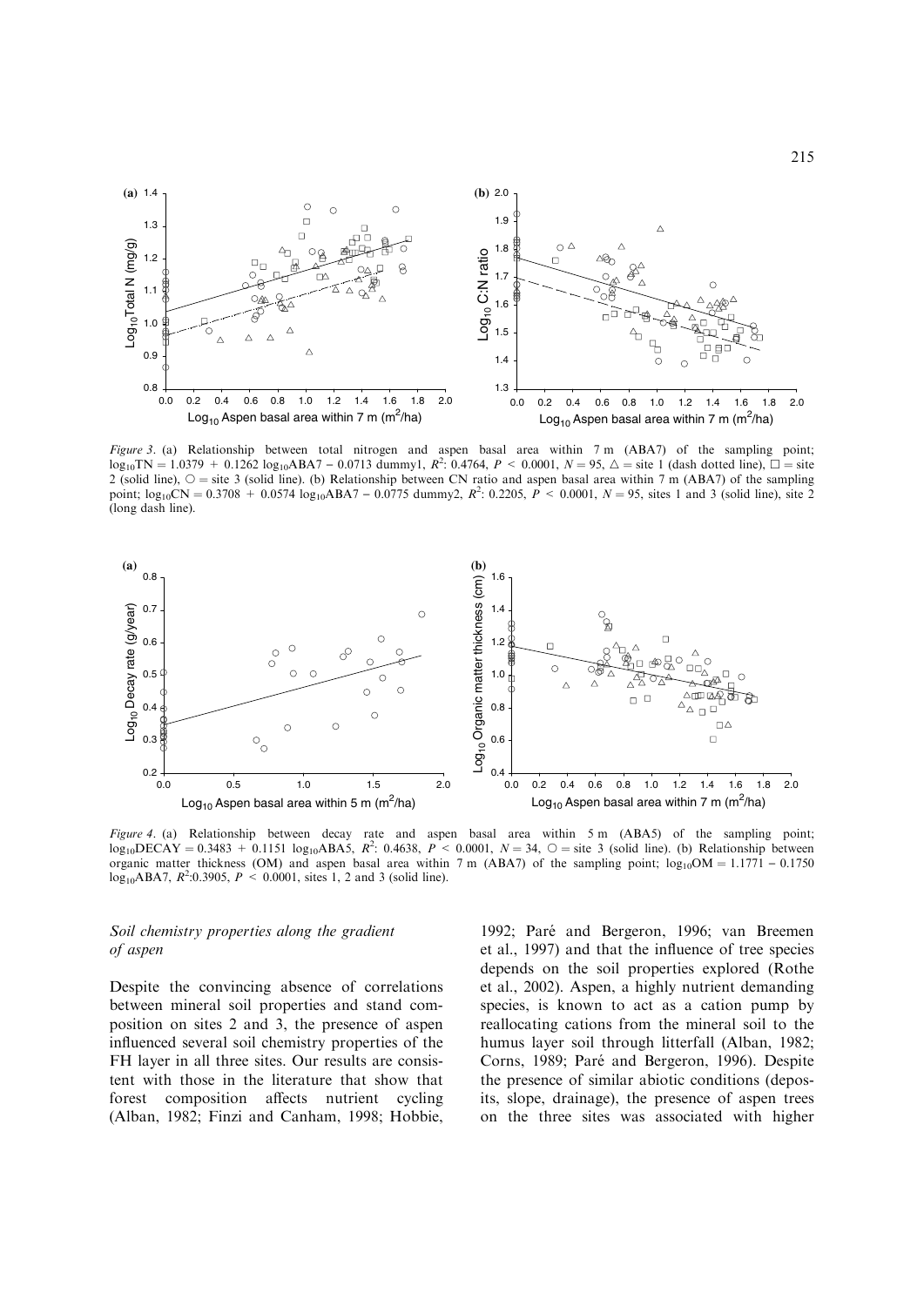*Figure 3*. (a) Relationship between total nitrogen and aspen basal area within 7 m (ABA7) of the sampling point; $\log_{10}TN = 1.0379 + 0.1262 \log_{10}ABA7 - 0.0713$ dummy1, $R^2$: 0.4764, $P < 0.0001$, $N = 95$, △ = site 1 (dash dotted line), □ = site 2 (solid line), ○ = site 3 (solid line). (b) Relationship between CN ratio and aspen basal area within 7 m (ABA7) of the sampling point; $\log_{10}CN = 0.3708 + 0.0574 \log_{10}ABA7 - 0.0775$ dummy2, $R^2$: 0.2205, $P < 0.0001$, $N = 95$, sites 1 and 3 (solid line), site 2 (long dash line).

*Figure 4*. (a) Relationship between decay rate and aspen basal area within 5 m (ABA5) of the sampling point; $\log_{10}DECAY = 0.3483 + 0.1151 \log_{10}ABA5$, $R^2$: 0.4638, $P < 0.0001$, $N = 34$, ○ = site 3 (solid line). (b) Relationship between organic matter thickness (OM) and aspen basal area within 7 m (ABA7) of the sampling point; $\log_{10}OM = 1.1771 - 0.1750 \log_{10}ABA7$, $R^2$:0.3905, $P < 0.0001$, sites 1, 2 and 3 (solid line).

### *Soil chemistry properties along the gradient of aspen*

Despite the convincing absence of correlations between mineral soil properties and stand composition on sites 2 and 3, the presence of aspen influenced several soil chemistry properties of the FH layer in all three sites. Our results are consistent with those in the literature that show that forest composition affects nutrient cycling (Alban, 1982; Finzi and Canham, 1998; Hobbie, 1992; Paré and Bergeron, 1996; van Breemen et al., 1997) and that the influence of tree species depends on the soil properties explored (Rothe et al., 2002). Aspen, a highly nutrient demanding species, is known to act as a cation pump by reallocating cations from the mineral soil to the humus layer soil through litterfall (Alban, 1982; Corns, 1989; Paré and Bergeron, 1996). Despite the presence of similar abiotic conditions (deposits, slope, drainage), the presence of aspen trees on the three sites was associated with higher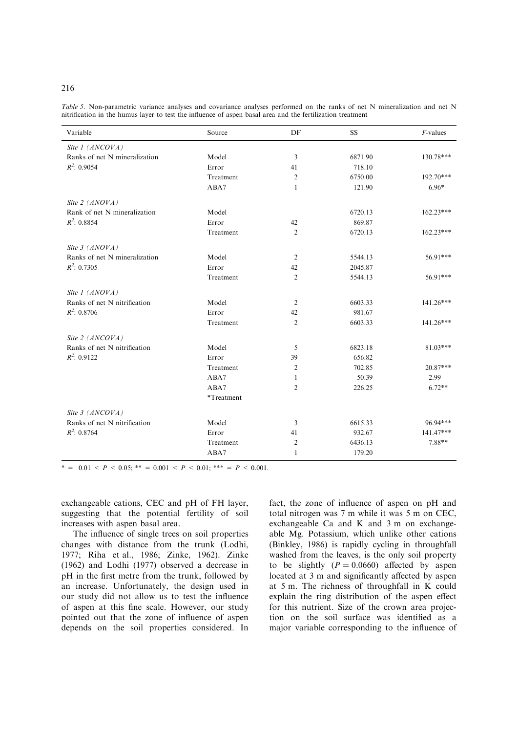*Table 5*. Non-parametric variance analyses and covariance analyses performed on the ranks of net N mineralization and net N nitrification in the humus layer to test the influence of aspen basal area and the fertilization treatment

| Variable | Source | DF | SS | *F*-values |
|---|---|---|---|---|
| *Site 1 (ANCOVA)* | | | | |
| Ranks of net N mineralization | Model | 3 | 6871.90 | 130.78*** |
| $R^2$: 0.9054 | Error | 41 | 718.10 | |
| | Treatment | 2 | 6750.00 | 192.70*** |
| | ABA7 | 1 | 121.90 | 6.96* |
| *Site 2 (ANOVA)* | | | | |
| Rank of net N mineralization | Model | | 6720.13 | 162.23*** |
| $R^2$: 0.8854 | Error | 42 | 869.87 | |
| | Treatment | 2 | 6720.13 | 162.23*** |
| *Site 3 (ANOVA)* | | | | |
| Ranks of net N mineralization | Model | 2 | 5544.13 | 56.91*** |
| $R^2$: 0.7305 | Error | 42 | 2045.87 | |
| | Treatment | 2 | 5544.13 | 56.91*** |
| *Site 1 (ANOVA)* | | | | |
| Ranks of net N nitrification | Model | 2 | 6603.33 | 141.26*** |
| $R^2$: 0.8706 | Error | 42 | 981.67 | |
| | Treatment | 2 | 6603.33 | 141.26*** |
| *Site 2 (ANCOVA)* | | | | |
| Ranks of net N nitrification | Model | 5 | 6823.18 | 81.03*** |
| $R^2$: 0.9122 | Error | 39 | 656.82 | |
| | Treatment | 2 | 702.85 | 20.87*** |
| | ABA7 | 1 | 50.39 | 2.99 |
| | ABA7 *Treatment | 2 | 226.25 | 6.72** |
| *Site 3 (ANCOVA)* | | | | |
| Ranks of net N nitrification | Model | 3 | 6615.33 | 96.94*** |
| $R^2$: 0.8764 | Error | 41 | 932.67 | 141.47*** |
| | Treatment | 2 | 6436.13 | 7.88** |
| | ABA7 | 1 | 179.20 | |

* = $0.01 < P < 0.05$; ** = $0.001 < P < 0.01$; *** = $P < 0.001$.

exchangeable cations, CEC and pH of FH layer, suggesting that the potential fertility of soil increases with aspen basal area.

The influence of single trees on soil properties changes with distance from the trunk (Lodhi, 1977; Riha et al., 1986; Zinke, 1962). Zinke (1962) and Lodhi (1977) observed a decrease in pH in the first metre from the trunk, followed by an increase. Unfortunately, the design used in our study did not allow us to test the influence of aspen at this fine scale. However, our study pointed out that the zone of influence of aspen depends on the soil properties considered. In fact, the zone of influence of aspen on pH and total nitrogen was 7 m while it was 5 m on CEC, exchangeable Ca and K and 3 m on exchangeable Mg. Potassium, which unlike other cations (Binkley, 1986) is rapidly cycling in throughfall washed from the leaves, is the only soil property to be slightly ($P = 0.0660$) affected by aspen located at 3 m and significantly affected by aspen at 5 m. The richness of throughfall in K could explain the ring distribution of the aspen effect for this nutrient. Size of the crown area projection on the soil surface was identified as a major variable corresponding to the influence of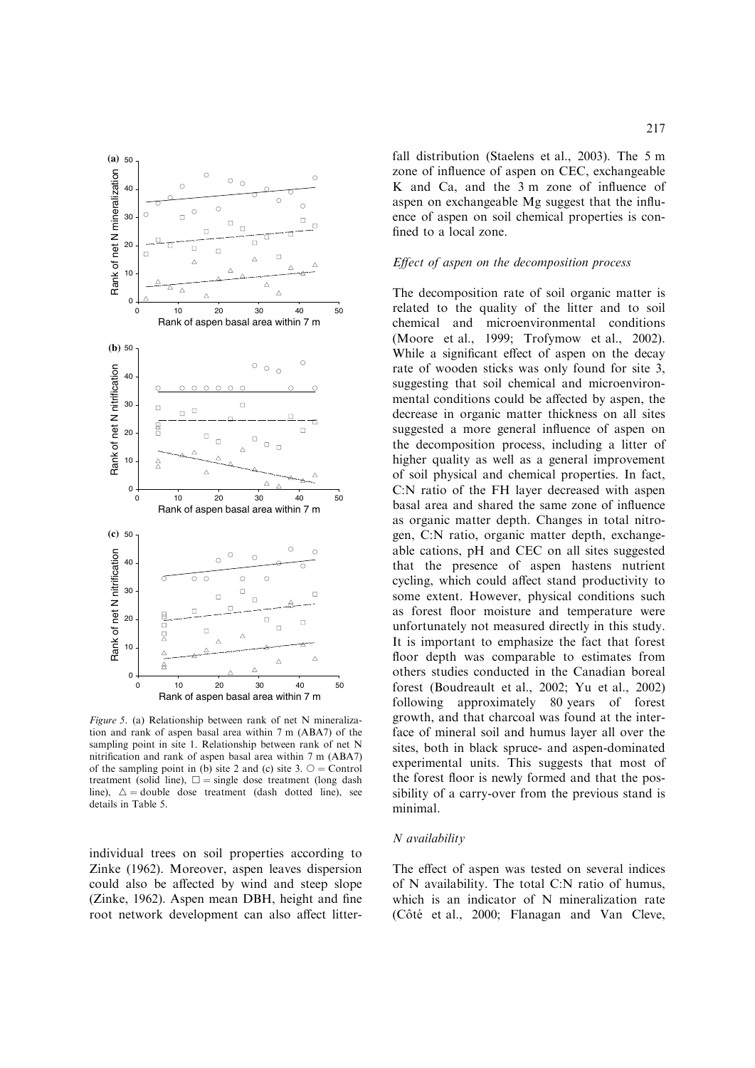Figure 5. (a) Relationship between rank of net N mineralization and rank of aspen basal area within 7 m (ABA7) of the sampling point in site 1. Relationship between rank of net N nitrification and rank of aspen basal area within 7 m (ABA7) of the sampling point in (b) site 2 and (c) site 3. ○ = Control treatment (solid line), □ = single dose treatment (long dash line), △ = double dose treatment (dash dotted line), see details in Table 5.

individual trees on soil properties according to Zinke (1962). Moreover, aspen leaves dispersion could also be affected by wind and steep slope (Zinke, 1962). Aspen mean DBH, height and fine root network development can also affect litterfall distribution (Staelens et al., 2003). The 5 m zone of influence of aspen on CEC, exchangeable K and Ca, and the 3 m zone of influence of aspen on exchangeable Mg suggest that the influence of aspen on soil chemical properties is confined to a local zone.

### *Effect of aspen on the decomposition process*

The decomposition rate of soil organic matter is related to the quality of the litter and to soil chemical and microenvironmental conditions (Moore et al., 1999; Trofymow et al., 2002). While a significant effect of aspen on the decay rate of wooden sticks was only found for site 3, suggesting that soil chemical and microenvironmental conditions could be affected by aspen, the decrease in organic matter thickness on all sites suggested a more general influence of aspen on the decomposition process, including a litter of higher quality as well as a general improvement of soil physical and chemical properties. In fact, C:N ratio of the FH layer decreased with aspen basal area and shared the same zone of influence as organic matter depth. Changes in total nitrogen, C:N ratio, organic matter depth, exchangeable cations, pH and CEC on all sites suggested that the presence of aspen hastens nutrient cycling, which could affect stand productivity to some extent. However, physical conditions such as forest floor moisture and temperature were unfortunately not measured directly in this study. It is important to emphasize the fact that forest floor depth was comparable to estimates from others studies conducted in the Canadian boreal forest (Boudreault et al., 2002; Yu et al., 2002) following approximately 80 years of forest growth, and that charcoal was found at the interface of mineral soil and humus layer all over the sites, both in black spruce- and aspen-dominated experimental units. This suggests that most of the forest floor is newly formed and that the possibility of a carry-over from the previous stand is minimal.

### *N availability*

The effect of aspen was tested on several indices of N availability. The total C:N ratio of humus, which is an indicator of N mineralization rate (Côté et al., 2000; Flanagan and Van Cleve,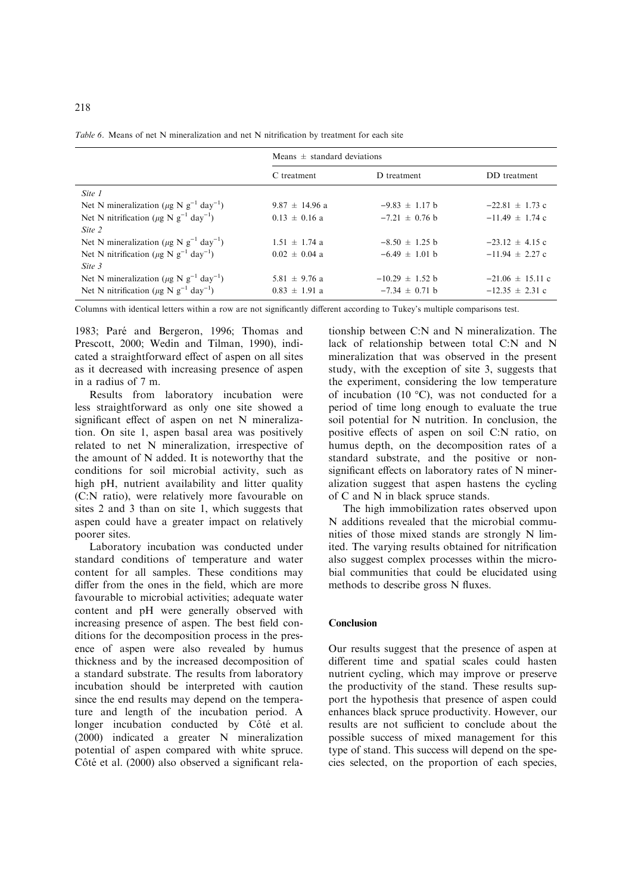*Table 6*. Means of net N mineralization and net N nitrification by treatment for each site

| | Means ± standard deviations | | |
|---|---|---|---|
| | C treatment | D treatment | DD treatment |
| *Site 1* | | | |
| Net N mineralization ($\mu$g N g$^{-1}$ day$^{-1}$) | 9.87 ± 14.96 a | −9.83 ± 1.17 b | −22.81 ± 1.73 c |
| Net N nitrification ($\mu$g N g$^{-1}$ day$^{-1}$) | 0.13 ± 0.16 a | −7.21 ± 0.76 b | −11.49 ± 1.74 c |
| *Site 2* | | | |
| Net N mineralization ($\mu$g N g$^{-1}$ day$^{-1}$) | 1.51 ± 1.74 a | −8.50 ± 1.25 b | −23.12 ± 4.15 c |
| Net N nitrification ($\mu$g N g$^{-1}$ day$^{-1}$) | 0.02 ± 0.04 a | −6.49 ± 1.01 b | −11.94 ± 2.27 c |
| *Site 3* | | | |
| Net N mineralization ($\mu$g N g$^{-1}$ day$^{-1}$) | 5.81 ± 9.76 a | −10.29 ± 1.52 b | −21.06 ± 15.11 c |
| Net N nitrification ($\mu$g N g$^{-1}$ day$^{-1}$) | 0.83 ± 1.91 a | −7.34 ± 0.71 b | −12.35 ± 2.31 c |

Columns with identical letters within a row are not significantly different according to Tukey's multiple comparisons test.

1983; Paré and Bergeron, 1996; Thomas and Prescott, 2000; Wedin and Tilman, 1990), indicated a straightforward effect of aspen on all sites as it decreased with increasing presence of aspen in a radius of 7 m.

Results from laboratory incubation were less straightforward as only one site showed a significant effect of aspen on net N mineralization. On site 1, aspen basal area was positively related to net N mineralization, irrespective of the amount of N added. It is noteworthy that the conditions for soil microbial activity, such as high pH, nutrient availability and litter quality (C:N ratio), were relatively more favourable on sites 2 and 3 than on site 1, which suggests that aspen could have a greater impact on relatively poorer sites.

Laboratory incubation was conducted under standard conditions of temperature and water content for all samples. These conditions may differ from the ones in the field, which are more favourable to microbial activities; adequate water content and pH were generally observed with increasing presence of aspen. The best field conditions for the decomposition process in the presence of aspen were also revealed by humus thickness and by the increased decomposition of a standard substrate. The results from laboratory incubation should be interpreted with caution since the end results may depend on the temperature and length of the incubation period. A longer incubation conducted by Côté et al. (2000) indicated a greater N mineralization potential of aspen compared with white spruce. Côté et al. (2000) also observed a significant relationship between C:N and N mineralization. The lack of relationship between total C:N and N mineralization that was observed in the present study, with the exception of site 3, suggests that the experiment, considering the low temperature of incubation (10 °C), was not conducted for a period of time long enough to evaluate the true soil potential for N nutrition. In conclusion, the positive effects of aspen on soil C:N ratio, on humus depth, on the decomposition rates of a standard substrate, and the positive or non-significant effects on laboratory rates of N mineralization suggest that aspen hastens the cycling of C and N in black spruce stands.

The high immobilization rates observed upon N additions revealed that the microbial communities of those mixed stands are strongly N limited. The varying results obtained for nitrification also suggest complex processes within the microbial communities that could be elucidated using methods to describe gross N fluxes.

## Conclusion

Our results suggest that the presence of aspen at different time and spatial scales could hasten nutrient cycling, which may improve or preserve the productivity of the stand. These results support the hypothesis that presence of aspen could enhances black spruce productivity. However, our results are not sufficient to conclude about the possible success of mixed management for this type of stand. This success will depend on the species selected, on the proportion of each species,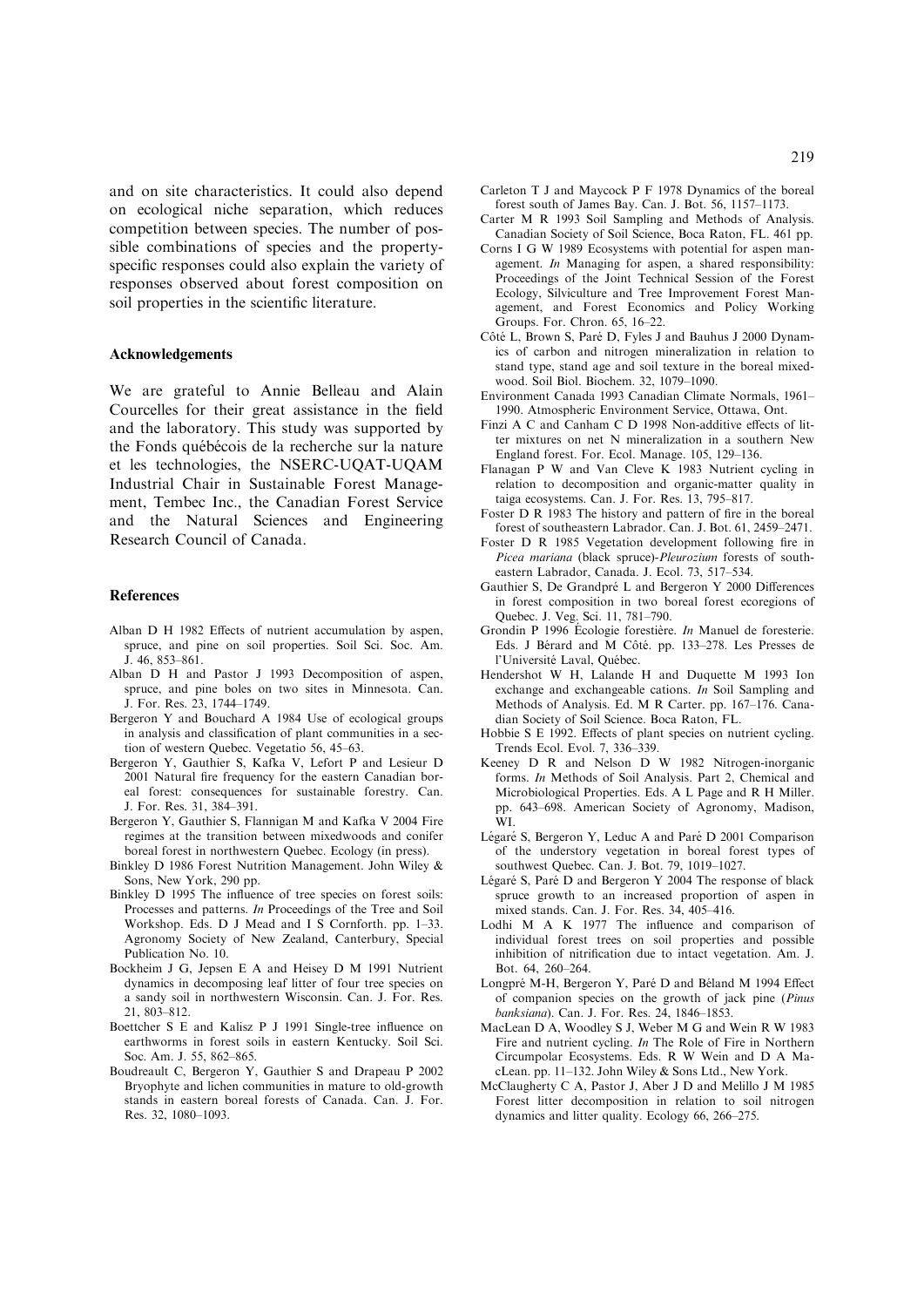and on site characteristics. It could also depend on ecological niche separation, which reduces competition between species. The number of possible combinations of species and the property-specific responses could also explain the variety of responses observed about forest composition on soil properties in the scientific literature.

## Acknowledgements

We are grateful to Annie Belleau and Alain Courcelles for their great assistance in the field and the laboratory. This study was supported by the Fonds québécois de la recherche sur la nature et les technologies, the NSERC-UQAT-UQAM Industrial Chair in Sustainable Forest Management, Tembec Inc., the Canadian Forest Service and the Natural Sciences and Engineering Research Council of Canada.

## References

Alban D H 1982 Effects of nutrient accumulation by aspen, spruce, and pine on soil properties. Soil Sci. Soc. Am. J. 46, 853–861.

Alban D H and Pastor J 1993 Decomposition of aspen, spruce, and pine boles on two sites in Minnesota. Can. J. For. Res. 23, 1744–1749.

Bergeron Y and Bouchard A 1984 Use of ecological groups in analysis and classification of plant communities in a section of western Quebec. Vegetatio 56, 45–63.

Bergeron Y, Gauthier S, Kafka V, Lefort P and Lesieur D 2001 Natural fire frequency for the eastern Canadian boreal forest: consequences for sustainable forestry. Can. J. For. Res. 31, 384–391.

Bergeron Y, Gauthier S, Flannigan M and Kafka V 2004 Fire regimes at the transition between mixedwoods and conifer boreal forest in northwestern Quebec. Ecology (in press).

Binkley D 1986 Forest Nutrition Management. John Wiley & Sons, New York, 290 pp.

Binkley D 1995 The influence of tree species on forest soils: Processes and patterns. *In* Proceedings of the Tree and Soil Workshop. Eds. D J Mead and I S Cornforth. pp. 1–33. Agronomy Society of New Zealand, Canterbury, Special Publication No. 10.

Bockheim J G, Jepsen E A and Heisey D M 1991 Nutrient dynamics in decomposing leaf litter of four tree species on a sandy soil in northwestern Wisconsin. Can. J. For. Res. 21, 803–812.

Boettcher S E and Kalisz P J 1991 Single-tree influence on earthworms in forest soils in eastern Kentucky. Soil Sci. Soc. Am. J. 55, 862–865.

Boudreault C, Bergeron Y, Gauthier S and Drapeau P 2002 Bryophyte and lichen communities in mature to old-growth stands in eastern boreal forests of Canada. Can. J. For. Res. 32, 1080–1093.

Carleton T J and Maycock P F 1978 Dynamics of the boreal forest south of James Bay. Can. J. Bot. 56, 1157–1173.

Carter M R 1993 Soil Sampling and Methods of Analysis. Canadian Society of Soil Science, Boca Raton, FL. 461 pp.

Corns I G W 1989 Ecosystems with potential for aspen management. *In* Managing for aspen, a shared responsibility: Proceedings of the Joint Technical Session of the Forest Ecology, Silviculture and Tree Improvement Forest Management, and Forest Economics and Policy Working Groups. For. Chron. 65, 16–22.

Côté L, Brown S, Paré D, Fyles J and Bauhus J 2000 Dynamics of carbon and nitrogen mineralization in relation to stand type, stand age and soil texture in the boreal mixedwood. Soil Biol. Biochem. 32, 1079–1090.

Environment Canada 1993 Canadian Climate Normals, 1961–1990. Atmospheric Environment Service, Ottawa, Ont.

Finzi A C and Canham C D 1998 Non-additive effects of litter mixtures on net N mineralization in a southern New England forest. For. Ecol. Manage. 105, 129–136.

Flanagan P W and Van Cleve K 1983 Nutrient cycling in relation to decomposition and organic-matter quality in taiga ecosystems. Can. J. For. Res. 13, 795–817.

Foster D R 1983 The history and pattern of fire in the boreal forest of southeastern Labrador. Can. J. Bot. 61, 2459–2471.

Foster D R 1985 Vegetation development following fire in *Picea mariana* (black spruce)-*Pleurozium* forests of southeastern Labrador, Canada. J. Ecol. 73, 517–534.

Gauthier S, De Grandpré L and Bergeron Y 2000 Differences in forest composition in two boreal forest ecoregions of Quebec. J. Veg. Sci. 11, 781–790.

Grondin P 1996 Écologie forestière. *In* Manuel de foresterie. Eds. J Bérard and M Côté. pp. 133–278. Les Presses de l'Université Laval, Québec.

Hendershot W H, Lalande H and Duquette M 1993 Ion exchange and exchangeable cations. *In* Soil Sampling and Methods of Analysis. Ed. M R Carter. pp. 167–176. Canadian Society of Soil Science. Boca Raton, FL.

Hobbie S E 1992. Effects of plant species on nutrient cycling. Trends Ecol. Evol. 7, 336–339.

Keeney D R and Nelson D W 1982 Nitrogen-inorganic forms. *In* Methods of Soil Analysis. Part 2, Chemical and Microbiological Properties. Eds. A L Page and R H Miller. pp. 643–698. American Society of Agronomy, Madison, WI.

Légaré S, Bergeron Y, Leduc A and Paré D 2001 Comparison of the understory vegetation in boreal forest types of southwest Quebec. Can. J. Bot. 79, 1019–1027.

Légaré S, Paré D and Bergeron Y 2004 The response of black spruce growth to an increased proportion of aspen in mixed stands. Can. J. For. Res. 34, 405–416.

Lodhi M A K 1977 The influence and comparison of individual forest trees on soil properties and possible inhibition of nitrification due to intact vegetation. Am. J. Bot. 64, 260–264.

Longpré M-H, Bergeron Y, Paré D and Béland M 1994 Effect of companion species on the growth of jack pine (*Pinus banksiana*). Can. J. For. Res. 24, 1846–1853.

MacLean D A, Woodley S J, Weber M G and Wein R W 1983 Fire and nutrient cycling. *In* The Role of Fire in Northern Circumpolar Ecosystems. Eds. R W Wein and D A MacLean. pp. 11–132. John Wiley & Sons Ltd., New York.

McClaugherty C A, Pastor J, Aber J D and Melillo J M 1985 Forest litter decomposition in relation to soil nitrogen dynamics and litter quality. Ecology 66, 266–275.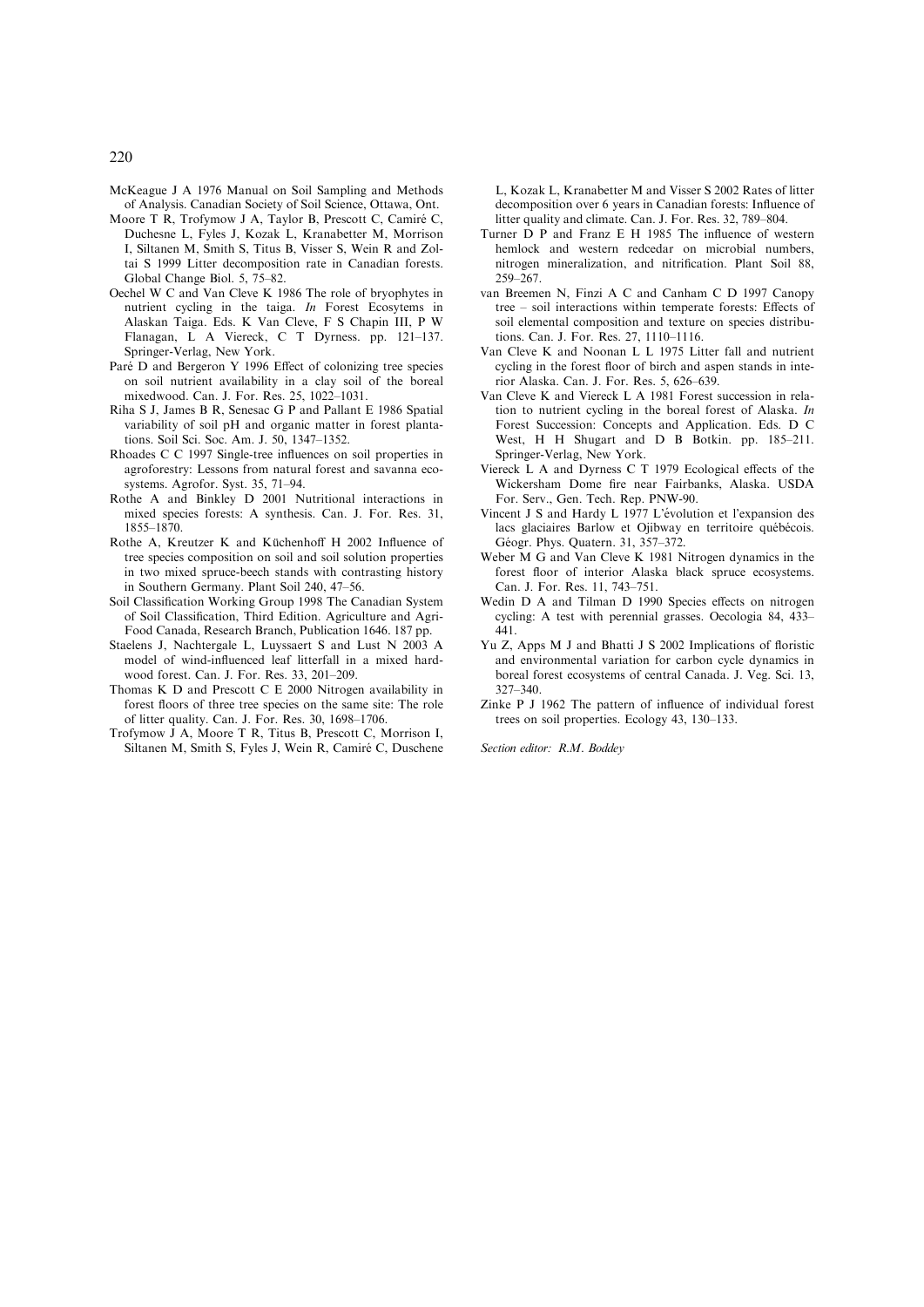McKeague J A 1976 Manual on Soil Sampling and Methods of Analysis. Canadian Society of Soil Science, Ottawa, Ont.

Moore T R, Trofymow J A, Taylor B, Prescott C, Camiré C, Duchesne L, Fyles J, Kozak L, Kranabetter M, Morrison I, Siltanen M, Smith S, Titus B, Visser S, Wein R and Zoltai S 1999 Litter decomposition rate in Canadian forests. Global Change Biol. 5, 75–82.

Oechel W C and Van Cleve K 1986 The role of bryophytes in nutrient cycling in the taiga. *In* Forest Ecosytems in Alaskan Taiga. Eds. K Van Cleve, F S Chapin III, P W Flanagan, L A Viereck, C T Dyrness. pp. 121–137. Springer-Verlag, New York.

Paré D and Bergeron Y 1996 Effect of colonizing tree species on soil nutrient availability in a clay soil of the boreal mixedwood. Can. J. For. Res. 25, 1022–1031.

Riha S J, James B R, Senesac G P and Pallant E 1986 Spatial variability of soil pH and organic matter in forest plantations. Soil Sci. Soc. Am. J. 50, 1347–1352.

Rhoades C C 1997 Single-tree influences on soil properties in agroforestry: Lessons from natural forest and savanna ecosystems. Agrofor. Syst. 35, 71–94.

Rothe A and Binkley D 2001 Nutritional interactions in mixed species forests: A synthesis. Can. J. For. Res. 31, 1855–1870.

Rothe A, Kreutzer K and Küchenhoff H 2002 Influence of tree species composition on soil and soil solution properties in two mixed spruce-beech stands with contrasting history in Southern Germany. Plant Soil 240, 47–56.

Soil Classification Working Group 1998 The Canadian System of Soil Classification, Third Edition. Agriculture and Agri-Food Canada, Research Branch, Publication 1646. 187 pp.

Staelens J, Nachtergale L, Luyssaert S and Lust N 2003 A model of wind-influenced leaf litterfall in a mixed hardwood forest. Can. J. For. Res. 33, 201–209.

Thomas K D and Prescott C E 2000 Nitrogen availability in forest floors of three tree species on the same site: The role of litter quality. Can. J. For. Res. 30, 1698–1706.

Trofymow J A, Moore T R, Titus B, Prescott C, Morrison I, Siltanen M, Smith S, Fyles J, Wein R, Camiré C, Duschene L, Kozak L, Kranabetter M and Visser S 2002 Rates of litter decomposition over 6 years in Canadian forests: Influence of litter quality and climate. Can. J. For. Res. 32, 789–804.

Turner D P and Franz E H 1985 The influence of western hemlock and western redcedar on microbial numbers, nitrogen mineralization, and nitrification. Plant Soil 88, 259–267.

van Breemen N, Finzi A C and Canham C D 1997 Canopy tree – soil interactions within temperate forests: Effects of soil elemental composition and texture on species distributions. Can. J. For. Res. 27, 1110–1116.

Van Cleve K and Noonan L L 1975 Litter fall and nutrient cycling in the forest floor of birch and aspen stands in interior Alaska. Can. J. For. Res. 5, 626–639.

Van Cleve K and Viereck L A 1981 Forest succession in relation to nutrient cycling in the boreal forest of Alaska. *In* Forest Succession: Concepts and Application. Eds. D C West, H H Shugart and D B Botkin. pp. 185–211. Springer-Verlag, New York.

Viereck L A and Dyrness C T 1979 Ecological effects of the Wickersham Dome fire near Fairbanks, Alaska. USDA For. Serv., Gen. Tech. Rep. PNW-90.

Vincent J S and Hardy L 1977 L'évolution et l'expansion des lacs glaciaires Barlow et Ojibway en territoire québécois. Géogr. Phys. Quatern. 31, 357–372.

Weber M G and Van Cleve K 1981 Nitrogen dynamics in the forest floor of interior Alaska black spruce ecosystems. Can. J. For. Res. 11, 743–751.

Wedin D A and Tilman D 1990 Species effects on nitrogen cycling: A test with perennial grasses. Oecologia 84, 433–441.

Yu Z, Apps M J and Bhatti J S 2002 Implications of floristic and environmental variation for carbon cycle dynamics in boreal forest ecosystems of central Canada. J. Veg. Sci. 13, 327–340.

Zinke P J 1962 The pattern of influence of individual forest trees on soil properties. Ecology 43, 130–133.

*Section editor: R.M. Boddey*